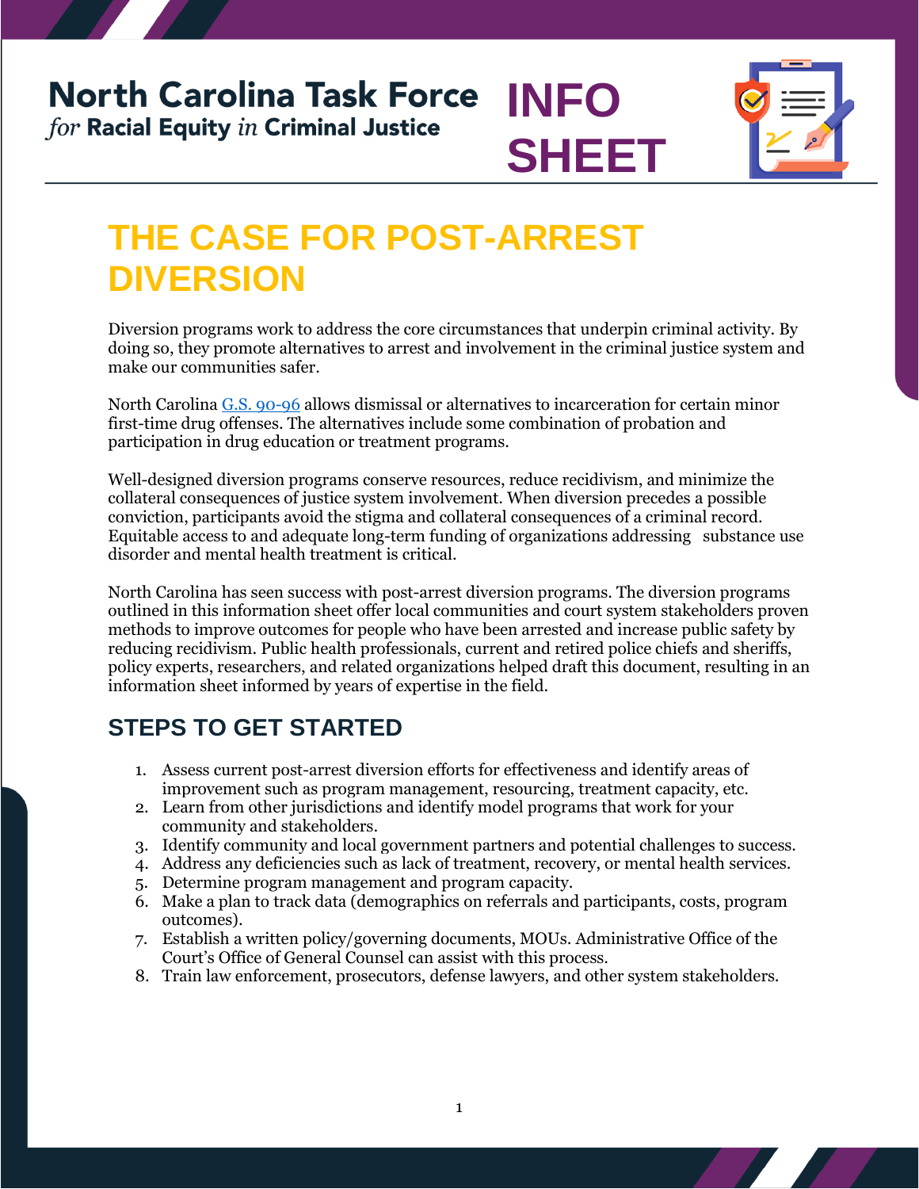**North Carolina Task Force**
*for* **Racial Equity** *in* **Criminal Justice**

**INFO SHEET**

# THE CASE FOR POST-ARREST DIVERSION

Diversion programs work to address the core circumstances that underpin criminal activity. By doing so, they promote alternatives to arrest and involvement in the criminal justice system and make our communities safer.

North Carolina [G.S. 90-96](#) allows dismissal or alternatives to incarceration for certain minor first-time drug offenses. The alternatives include some combination of probation and participation in drug education or treatment programs.

Well-designed diversion programs conserve resources, reduce recidivism, and minimize the collateral consequences of justice system involvement. When diversion precedes a possible conviction, participants avoid the stigma and collateral consequences of a criminal record. Equitable access to and adequate long-term funding of organizations addressing substance use disorder and mental health treatment is critical.

North Carolina has seen success with post-arrest diversion programs. The diversion programs outlined in this information sheet offer local communities and court system stakeholders proven methods to improve outcomes for people who have been arrested and increase public safety by reducing recidivism. Public health professionals, current and retired police chiefs and sheriffs, policy experts, researchers, and related organizations helped draft this document, resulting in an information sheet informed by years of expertise in the field.

## STEPS TO GET STARTED

1. Assess current post-arrest diversion efforts for effectiveness and identify areas of improvement such as program management, resourcing, treatment capacity, etc.
2. Learn from other jurisdictions and identify model programs that work for your community and stakeholders.
3. Identify community and local government partners and potential challenges to success.
4. Address any deficiencies such as lack of treatment, recovery, or mental health services.
5. Determine program management and program capacity.
6. Make a plan to track data (demographics on referrals and participants, costs, program outcomes).
7. Establish a written policy/governing documents, MOUs. Administrative Office of the Court's Office of General Counsel can assist with this process.
8. Train law enforcement, prosecutors, defense lawyers, and other system stakeholders.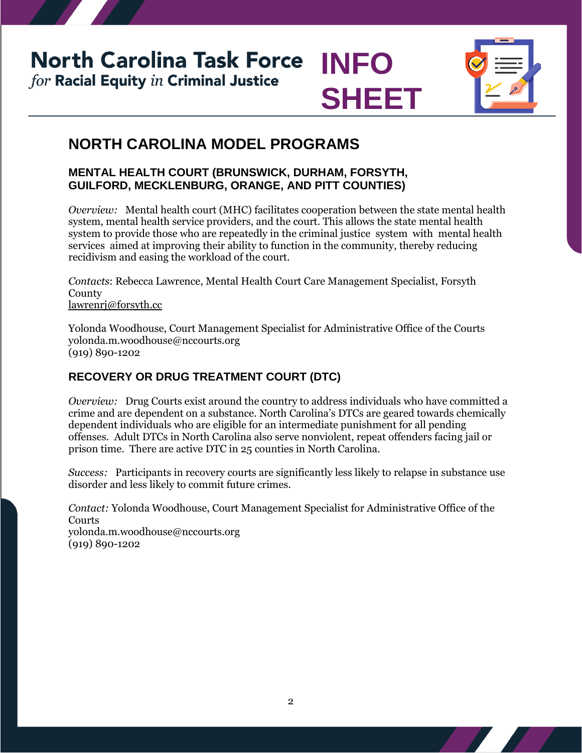# NORTH CAROLINA MODEL PROGRAMS

### MENTAL HEALTH COURT (BRUNSWICK, DURHAM, FORSYTH, GUILFORD, MECKLENBURG, ORANGE, AND PITT COUNTIES)

*Overview:* Mental health court (MHC) facilitates cooperation between the state mental health system, mental health service providers, and the court. This allows the state mental health system to provide those who are repeatedly in the criminal justice system with mental health services aimed at improving their ability to function in the community, thereby reducing recidivism and easing the workload of the court.

*Contacts*: Rebecca Lawrence, Mental Health Court Care Management Specialist, Forsyth County
lawrenrj@forsyth.cc

Yolonda Woodhouse, Court Management Specialist for Administrative Office of the Courts
yolonda.m.woodhouse@nccourts.org
(919) 890-1202

### RECOVERY OR DRUG TREATMENT COURT (DTC)

*Overview:* Drug Courts exist around the country to address individuals who have committed a crime and are dependent on a substance. North Carolina's DTCs are geared towards chemically dependent individuals who are eligible for an intermediate punishment for all pending offenses. Adult DTCs in North Carolina also serve nonviolent, repeat offenders facing jail or prison time. There are active DTC in 25 counties in North Carolina.

*Success:* Participants in recovery courts are significantly less likely to relapse in substance use disorder and less likely to commit future crimes.

*Contact:* Yolonda Woodhouse, Court Management Specialist for Administrative Office of the Courts
yolonda.m.woodhouse@nccourts.org
(919) 890-1202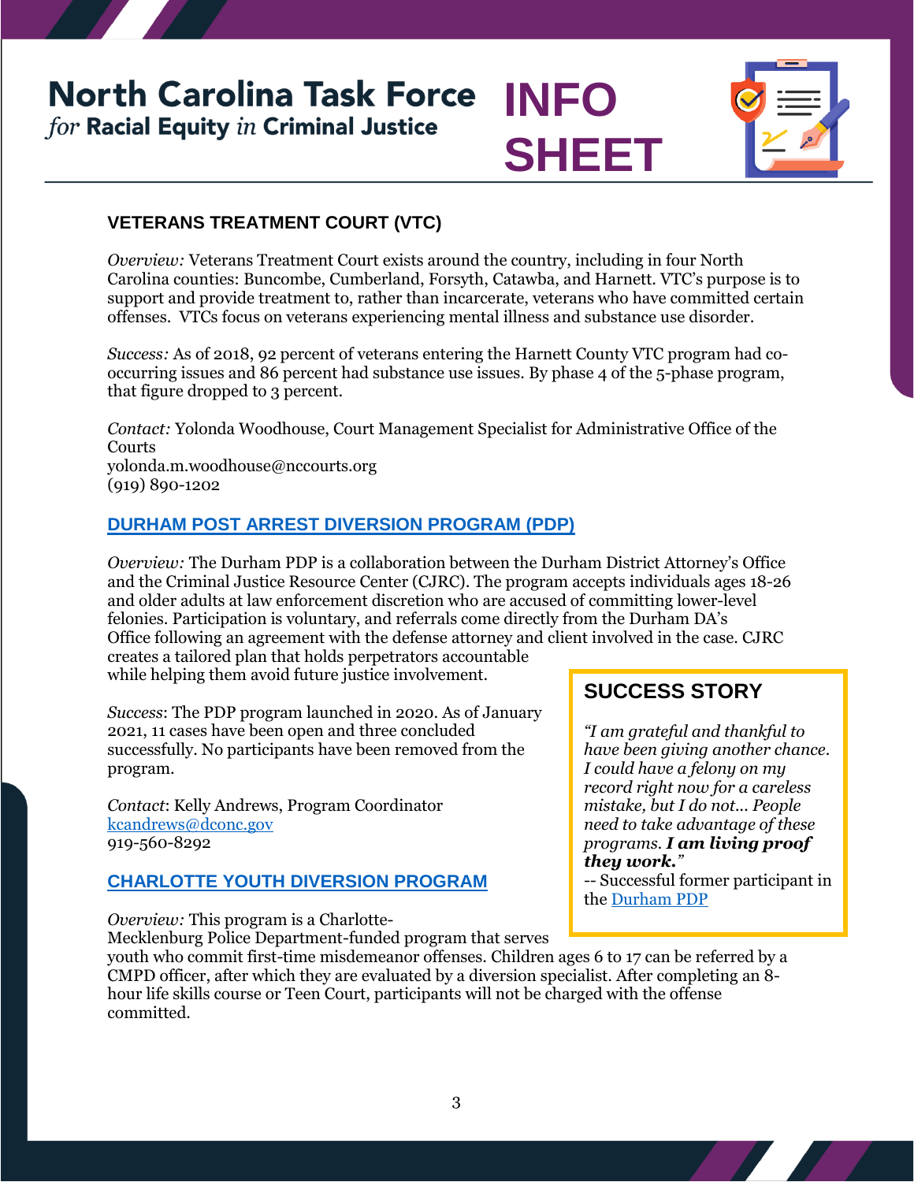# North Carolina Task Force *for* Racial Equity *in* Criminal Justice

# INFO SHEET

## VETERANS TREATMENT COURT (VTC)

*Overview:* Veterans Treatment Court exists around the country, including in four North Carolina counties: Buncombe, Cumberland, Forsyth, Catawba, and Harnett. VTC's purpose is to support and provide treatment to, rather than incarcerate, veterans who have committed certain offenses. VTCs focus on veterans experiencing mental illness and substance use disorder.

*Success:* As of 2018, 92 percent of veterans entering the Harnett County VTC program had co-occurring issues and 86 percent had substance use issues. By phase 4 of the 5-phase program, that figure dropped to 3 percent.

*Contact:* Yolonda Woodhouse, Court Management Specialist for Administrative Office of the Courts
yolonda.m.woodhouse@nccourts.org
(919) 890-1202

## DURHAM POST ARREST DIVERSION PROGRAM (PDP)

*Overview:* The Durham PDP is a collaboration between the Durham District Attorney's Office and the Criminal Justice Resource Center (CJRC). The program accepts individuals ages 18-26 and older adults at law enforcement discretion who are accused of committing lower-level felonies. Participation is voluntary, and referrals come directly from the Durham DA's Office following an agreement with the defense attorney and client involved in the case. CJRC creates a tailored plan that holds perpetrators accountable while helping them avoid future justice involvement.

*Success*: The PDP program launched in 2020. As of January 2021, 11 cases have been open and three concluded successfully. No participants have been removed from the program.

*Contact*: Kelly Andrews, Program Coordinator
kcandrews@dconc.gov
919-560-8292

### SUCCESS STORY

*"I am grateful and thankful to have been giving another chance. I could have a felony on my record right now for a careless mistake, but I do not... People need to take advantage of these programs.* ***I am living proof they work.****"*
-- Successful former participant in the Durham PDP

## CHARLOTTE YOUTH DIVERSION PROGRAM

*Overview:* This program is a Charlotte-Mecklenburg Police Department-funded program that serves youth who commit first-time misdemeanor offenses. Children ages 6 to 17 can be referred by a CMPD officer, after which they are evaluated by a diversion specialist. After completing an 8-hour life skills course or Teen Court, participants will not be charged with the offense committed.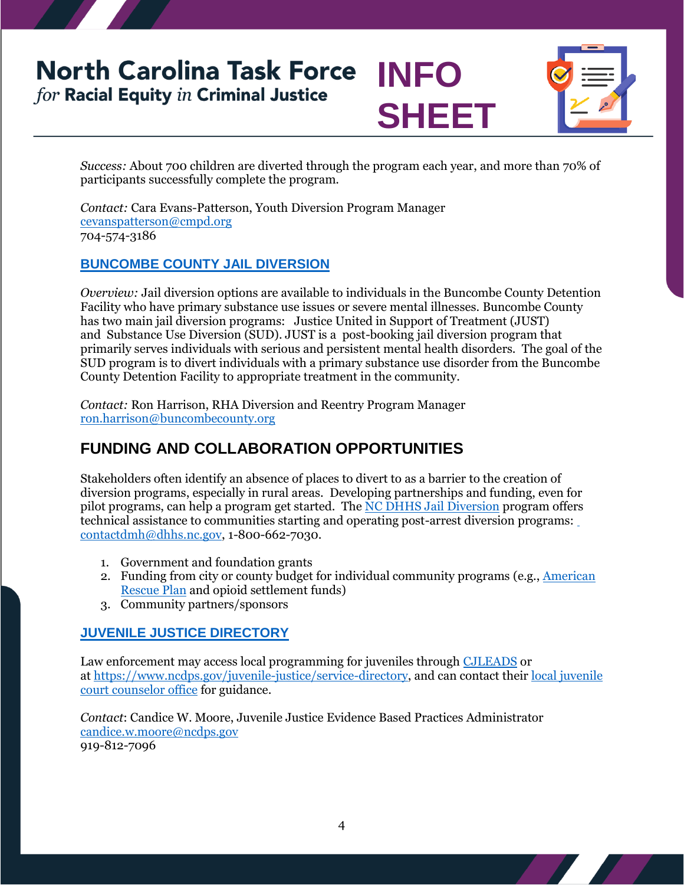*Success:* About 700 children are diverted through the program each year, and more than 70% of participants successfully complete the program.

*Contact:* Cara Evans-Patterson, Youth Diversion Program Manager
cevanspatterson@cmpd.org
704-574-3186

### BUNCOMBE COUNTY JAIL DIVERSION

*Overview:* Jail diversion options are available to individuals in the Buncombe County Detention Facility who have primary substance use issues or severe mental illnesses. Buncombe County has two main jail diversion programs: Justice United in Support of Treatment (JUST) and Substance Use Diversion (SUD). JUST is a post-booking jail diversion program that primarily serves individuals with serious and persistent mental health disorders. The goal of the SUD program is to divert individuals with a primary substance use disorder from the Buncombe County Detention Facility to appropriate treatment in the community.

*Contact:* Ron Harrison, RHA Diversion and Reentry Program Manager
ron.harrison@buncombecounty.org

## FUNDING AND COLLABORATION OPPORTUNITIES

Stakeholders often identify an absence of places to divert to as a barrier to the creation of diversion programs, especially in rural areas. Developing partnerships and funding, even for pilot programs, can help a program get started. The NC DHHS Jail Diversion program offers technical assistance to communities starting and operating post-arrest diversion programs: contactdmh@dhhs.nc.gov, 1-800-662-7030.

1. Government and foundation grants
2. Funding from city or county budget for individual community programs (e.g., American Rescue Plan and opioid settlement funds)
3. Community partners/sponsors

### JUVENILE JUSTICE DIRECTORY

Law enforcement may access local programming for juveniles through CJLEADS or at https://www.ncdps.gov/juvenile-justice/service-directory, and can contact their local juvenile court counselor office for guidance.

*Contact*: Candice W. Moore, Juvenile Justice Evidence Based Practices Administrator
candice.w.moore@ncdps.gov
919-812-7096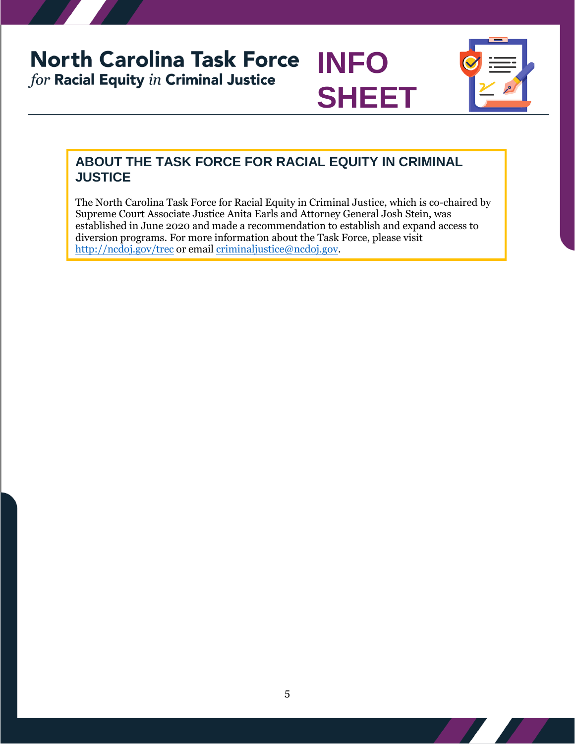# North Carolina Task Force *for* Racial Equity *in* Criminal Justice

# INFO SHEET

## ABOUT THE TASK FORCE FOR RACIAL EQUITY IN CRIMINAL JUSTICE

The North Carolina Task Force for Racial Equity in Criminal Justice, which is co-chaired by Supreme Court Associate Justice Anita Earls and Attorney General Josh Stein, was established in June 2020 and made a recommendation to establish and expand access to diversion programs. For more information about the Task Force, please visit http://ncdoj.gov/trec or email criminaljustice@ncdoj.gov.